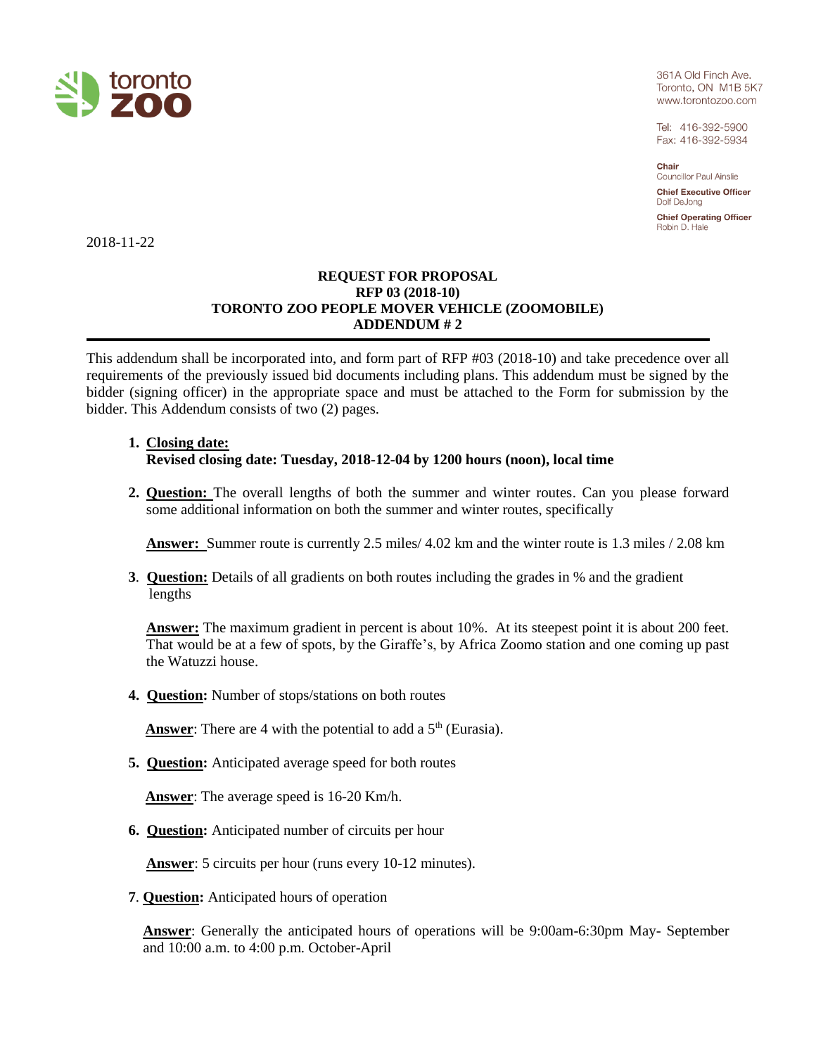361A Old Finch Ave.
Toronto, ON M1B 5K7
www.torontozoo.com

Tel: 416-392-5900
Fax: 416-392-5934

**Chair**
Councillor Paul Ainslie

**Chief Executive Officer**
Dolf DeJong

**Chief Operating Officer**
Robin D. Hale

2018-11-22

**REQUEST FOR PROPOSAL**
**RFP 03 (2018-10)**
**TORONTO ZOO PEOPLE MOVER VEHICLE (ZOOMOBILE)**
**ADDENDUM # 2**

---

This addendum shall be incorporated into, and form part of RFP #03 (2018-10) and take precedence over all requirements of the previously issued bid documents including plans. This addendum must be signed by the bidder (signing officer) in the appropriate space and must be attached to the Form for submission by the bidder. This Addendum consists of two (2) pages.

1. **Closing date:**
   **Revised closing date: Tuesday, 2018-12-04 by 1200 hours (noon), local time**

2. **Question:** The overall lengths of both the summer and winter routes. Can you please forward some additional information on both the summer and winter routes, specifically

   **Answer:** Summer route is currently 2.5 miles/ 4.02 km and the winter route is 1.3 miles / 2.08 km

3. **Question:** Details of all gradients on both routes including the grades in % and the gradient lengths

   **Answer:** The maximum gradient in percent is about 10%. At its steepest point it is about 200 feet. That would be at a few of spots, by the Giraffe's, by Africa Zoomo station and one coming up past the Watuzzi house.

4. **Question:** Number of stops/stations on both routes

   **Answer**: There are 4 with the potential to add a 5th (Eurasia).

5. **Question:** Anticipated average speed for both routes

   **Answer**: The average speed is 16-20 Km/h.

6. **Question:** Anticipated number of circuits per hour

   **Answer**: 5 circuits per hour (runs every 10-12 minutes).

7. **Question:** Anticipated hours of operation

   **Answer**: Generally the anticipated hours of operations will be 9:00am-6:30pm May- September and 10:00 a.m. to 4:00 p.m. October-April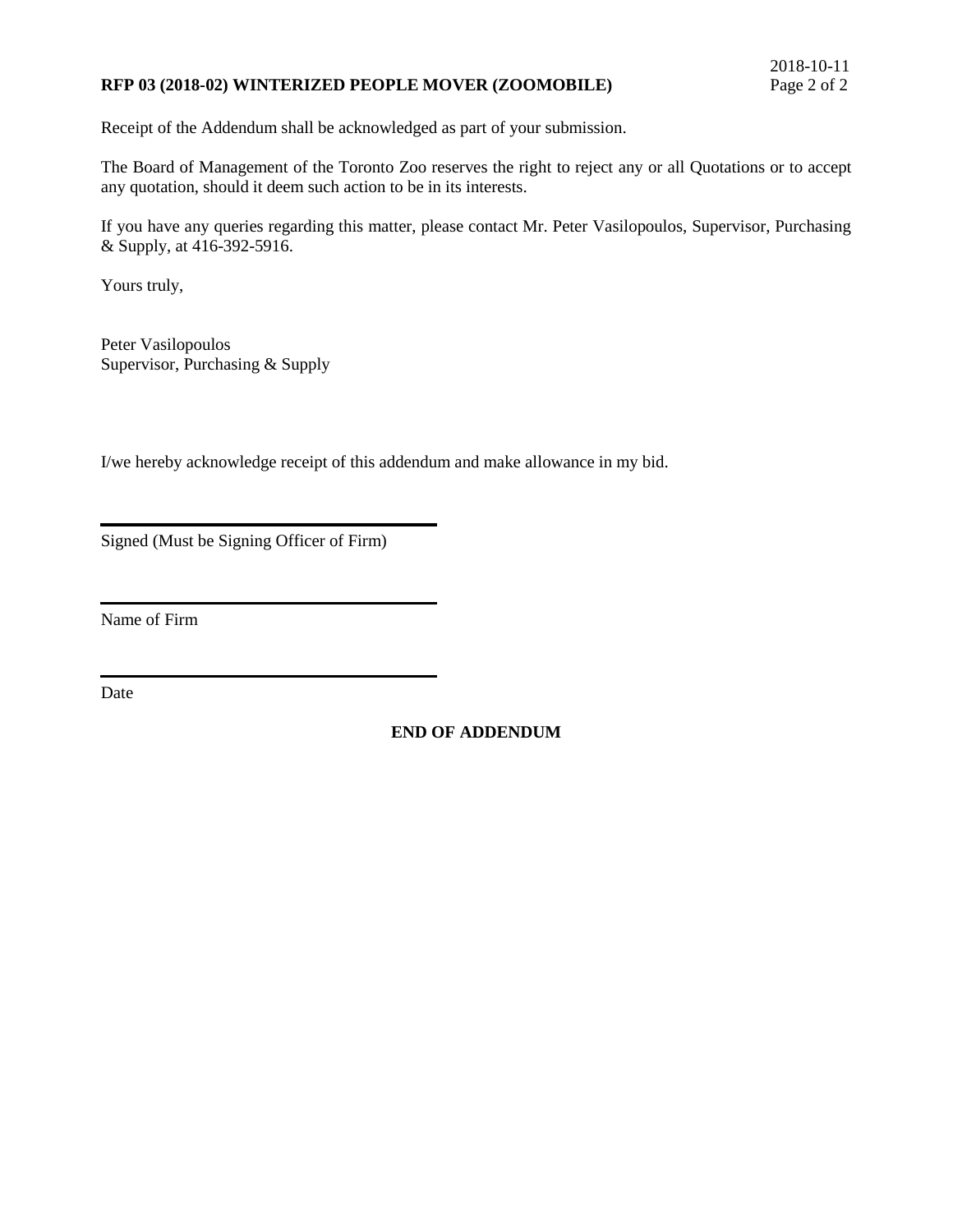Receipt of the Addendum shall be acknowledged as part of your submission.

The Board of Management of the Toronto Zoo reserves the right to reject any or all Quotations or to accept any quotation, should it deem such action to be in its interests.

If you have any queries regarding this matter, please contact Mr. Peter Vasilopoulos, Supervisor, Purchasing & Supply, at 416-392-5916.

Yours truly,

Peter Vasilopoulos
Supervisor, Purchasing & Supply

I/we hereby acknowledge receipt of this addendum and make allowance in my bid.

\_\_\_\_\_\_\_\_\_\_\_\_\_\_\_\_\_\_\_\_\_\_\_\_\_\_\_\_\_\_\_\_\_\_\_\_

Signed (Must be Signing Officer of Firm)

\_\_\_\_\_\_\_\_\_\_\_\_\_\_\_\_\_\_\_\_\_\_\_\_\_\_\_\_\_\_\_\_\_\_\_\_

Name of Firm

\_\_\_\_\_\_\_\_\_\_\_\_\_\_\_\_\_\_\_\_\_\_\_\_\_\_\_\_\_\_\_\_\_\_\_\_

Date

**END OF ADDENDUM**